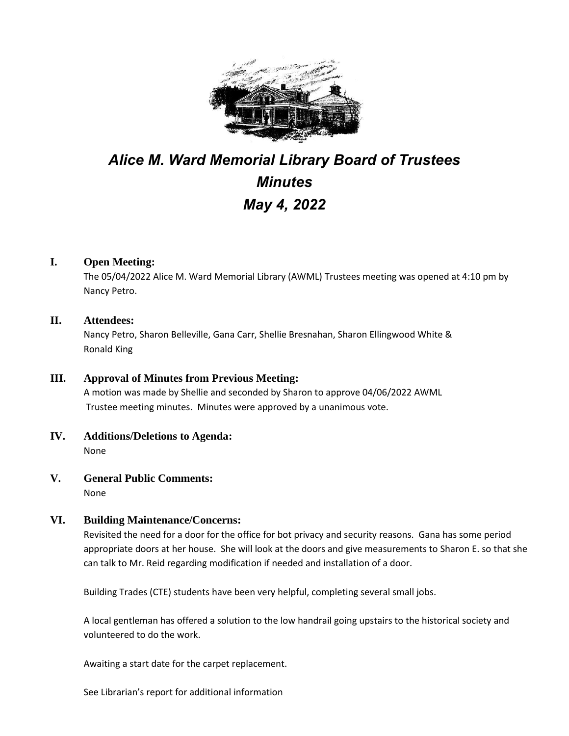# Alice M. Ward Memorial Library Board of Trustees
# Minutes
# May 4, 2022

## I. Open Meeting:

The 05/04/2022 Alice M. Ward Memorial Library (AWML) Trustees meeting was opened at 4:10 pm by Nancy Petro.

## II. Attendees:

Nancy Petro, Sharon Belleville, Gana Carr, Shellie Bresnahan, Sharon Ellingwood White & Ronald King

## III. Approval of Minutes from Previous Meeting:

A motion was made by Shellie and seconded by Sharon to approve 04/06/2022 AWML Trustee meeting minutes. Minutes were approved by a unanimous vote.

## IV. Additions/Deletions to Agenda:

None

## V. General Public Comments:

None

## VI. Building Maintenance/Concerns:

Revisited the need for a door for the office for bot privacy and security reasons. Gana has some period appropriate doors at her house. She will look at the doors and give measurements to Sharon E. so that she can talk to Mr. Reid regarding modification if needed and installation of a door.

Building Trades (CTE) students have been very helpful, completing several small jobs.

A local gentleman has offered a solution to the low handrail going upstairs to the historical society and volunteered to do the work.

Awaiting a start date for the carpet replacement.

See Librarian's report for additional information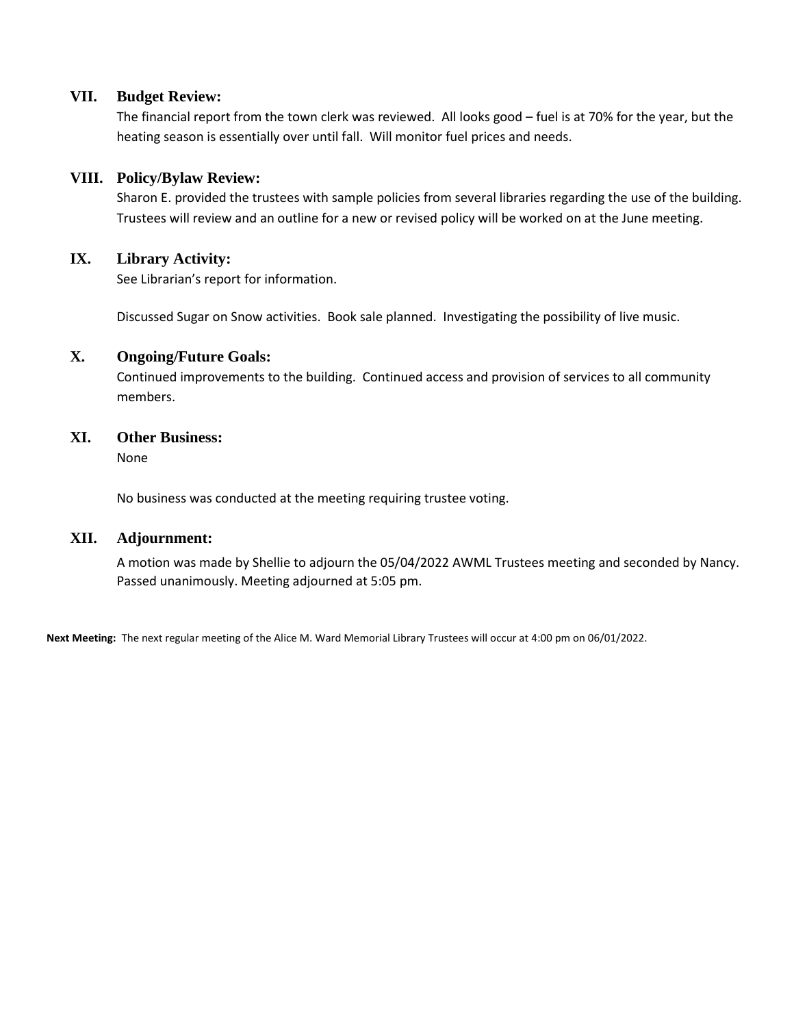## VII. Budget Review:

The financial report from the town clerk was reviewed. All looks good – fuel is at 70% for the year, but the heating season is essentially over until fall. Will monitor fuel prices and needs.

## VIII. Policy/Bylaw Review:

Sharon E. provided the trustees with sample policies from several libraries regarding the use of the building. Trustees will review and an outline for a new or revised policy will be worked on at the June meeting.

## IX. Library Activity:

See Librarian's report for information.

Discussed Sugar on Snow activities. Book sale planned. Investigating the possibility of live music.

## X. Ongoing/Future Goals:

Continued improvements to the building. Continued access and provision of services to all community members.

## XI. Other Business:

None

No business was conducted at the meeting requiring trustee voting.

## XII. Adjournment:

A motion was made by Shellie to adjourn the 05/04/2022 AWML Trustees meeting and seconded by Nancy. Passed unanimously. Meeting adjourned at 5:05 pm.

**Next Meeting:** The next regular meeting of the Alice M. Ward Memorial Library Trustees will occur at 4:00 pm on 06/01/2022.